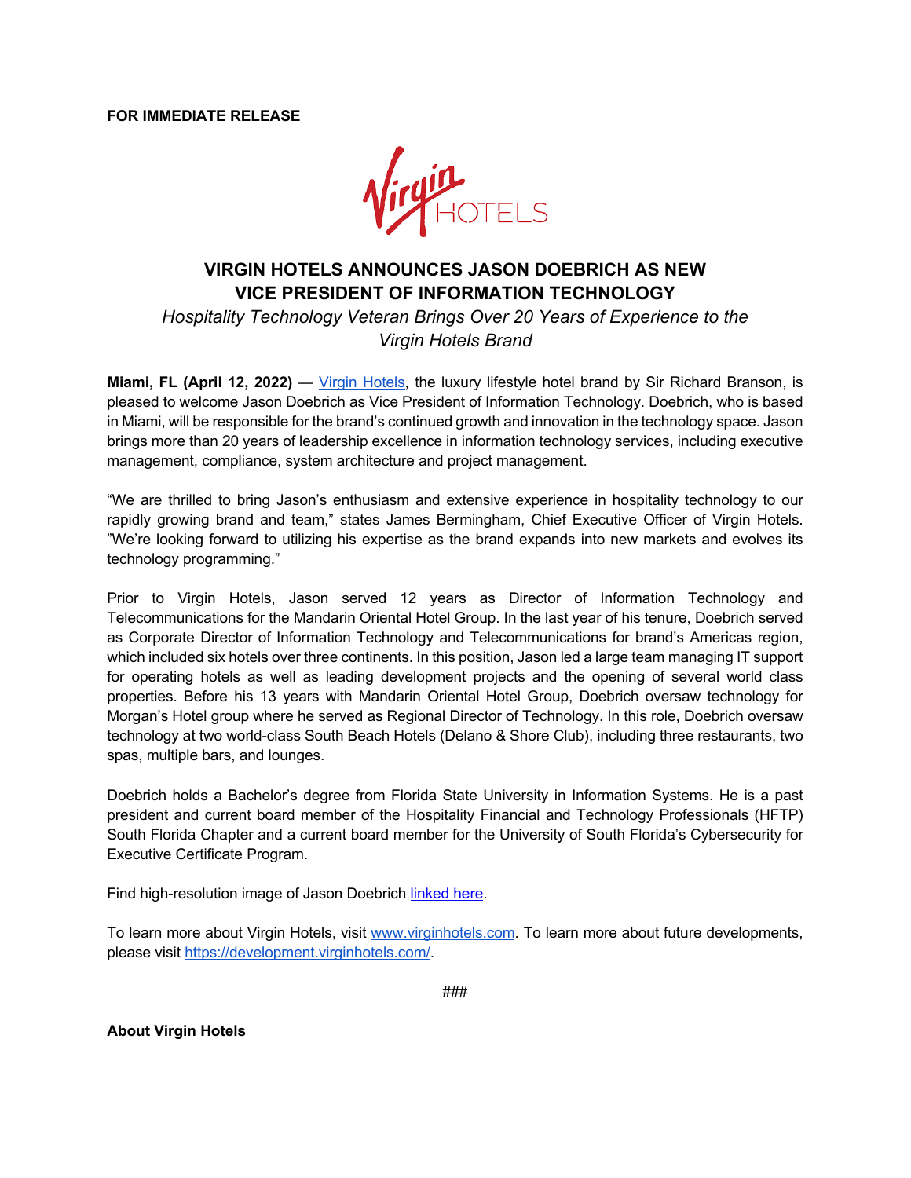**FOR IMMEDIATE RELEASE**

# VIRGIN HOTELS ANNOUNCES JASON DOEBRICH AS NEW VICE PRESIDENT OF INFORMATION TECHNOLOGY

*Hospitality Technology Veteran Brings Over 20 Years of Experience to the Virgin Hotels Brand*

**Miami, FL (April 12, 2022)** — Virgin Hotels, the luxury lifestyle hotel brand by Sir Richard Branson, is pleased to welcome Jason Doebrich as Vice President of Information Technology. Doebrich, who is based in Miami, will be responsible for the brand's continued growth and innovation in the technology space. Jason brings more than 20 years of leadership excellence in information technology services, including executive management, compliance, system architecture and project management.

"We are thrilled to bring Jason's enthusiasm and extensive experience in hospitality technology to our rapidly growing brand and team," states James Bermingham, Chief Executive Officer of Virgin Hotels. "We're looking forward to utilizing his expertise as the brand expands into new markets and evolves its technology programming."

Prior to Virgin Hotels, Jason served 12 years as Director of Information Technology and Telecommunications for the Mandarin Oriental Hotel Group. In the last year of his tenure, Doebrich served as Corporate Director of Information Technology and Telecommunications for brand's Americas region, which included six hotels over three continents. In this position, Jason led a large team managing IT support for operating hotels as well as leading development projects and the opening of several world class properties. Before his 13 years with Mandarin Oriental Hotel Group, Doebrich oversaw technology for Morgan's Hotel group where he served as Regional Director of Technology. In this role, Doebrich oversaw technology at two world-class South Beach Hotels (Delano & Shore Club), including three restaurants, two spas, multiple bars, and lounges.

Doebrich holds a Bachelor's degree from Florida State University in Information Systems. He is a past president and current board member of the Hospitality Financial and Technology Professionals (HFTP) South Florida Chapter and a current board member for the University of South Florida's Cybersecurity for Executive Certificate Program.

Find high-resolution image of Jason Doebrich linked here.

To learn more about Virgin Hotels, visit www.virginhotels.com. To learn more about future developments, please visit https://development.virginhotels.com/.

###

**About Virgin Hotels**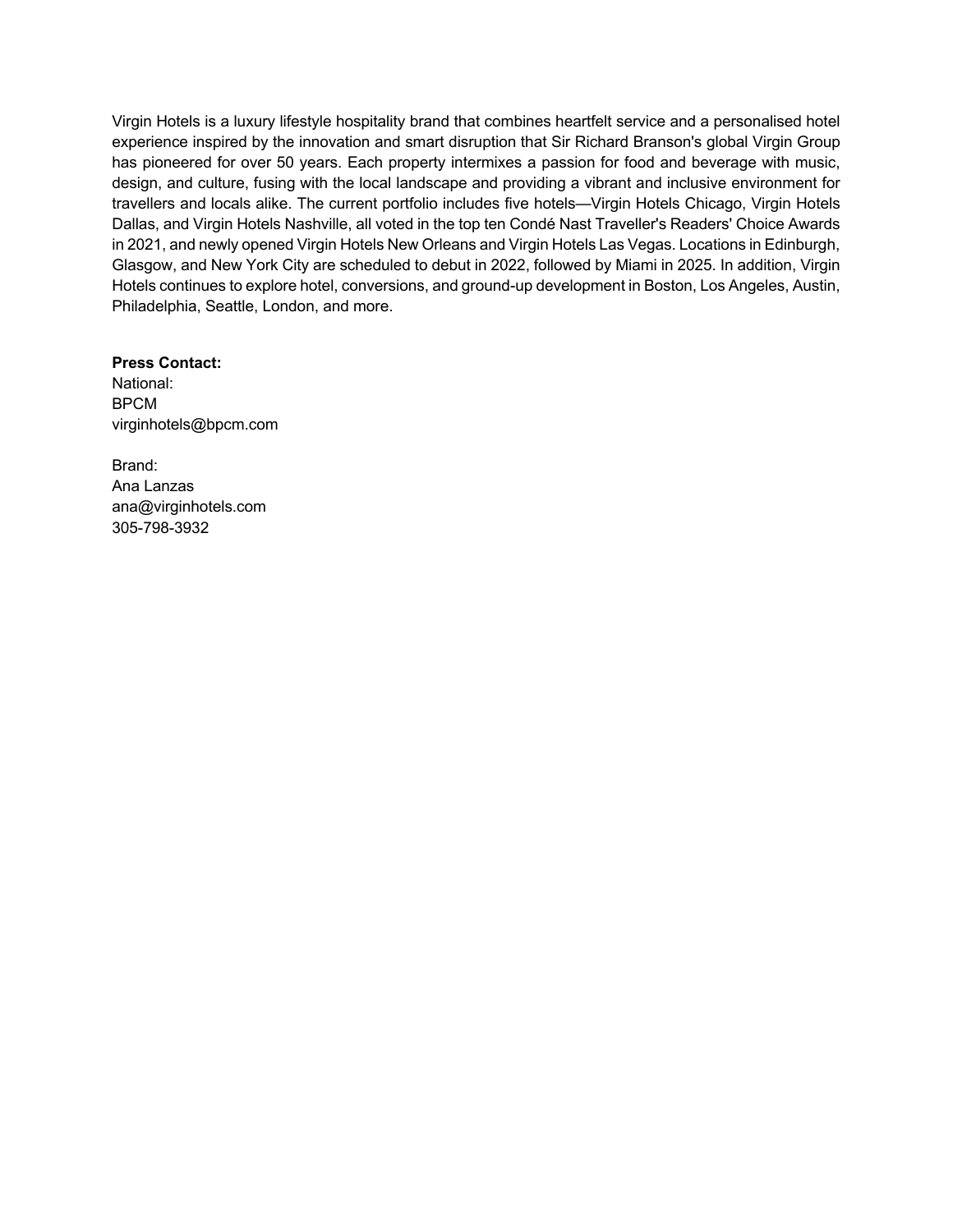Virgin Hotels is a luxury lifestyle hospitality brand that combines heartfelt service and a personalised hotel experience inspired by the innovation and smart disruption that Sir Richard Branson's global Virgin Group has pioneered for over 50 years. Each property intermixes a passion for food and beverage with music, design, and culture, fusing with the local landscape and providing a vibrant and inclusive environment for travellers and locals alike. The current portfolio includes five hotels—Virgin Hotels Chicago, Virgin Hotels Dallas, and Virgin Hotels Nashville, all voted in the top ten Condé Nast Traveller's Readers' Choice Awards in 2021, and newly opened Virgin Hotels New Orleans and Virgin Hotels Las Vegas. Locations in Edinburgh, Glasgow, and New York City are scheduled to debut in 2022, followed by Miami in 2025. In addition, Virgin Hotels continues to explore hotel, conversions, and ground-up development in Boston, Los Angeles, Austin, Philadelphia, Seattle, London, and more.

**Press Contact:**
National:
BPCM
virginhotels@bpcm.com

Brand:
Ana Lanzas
ana@virginhotels.com
305-798-3932